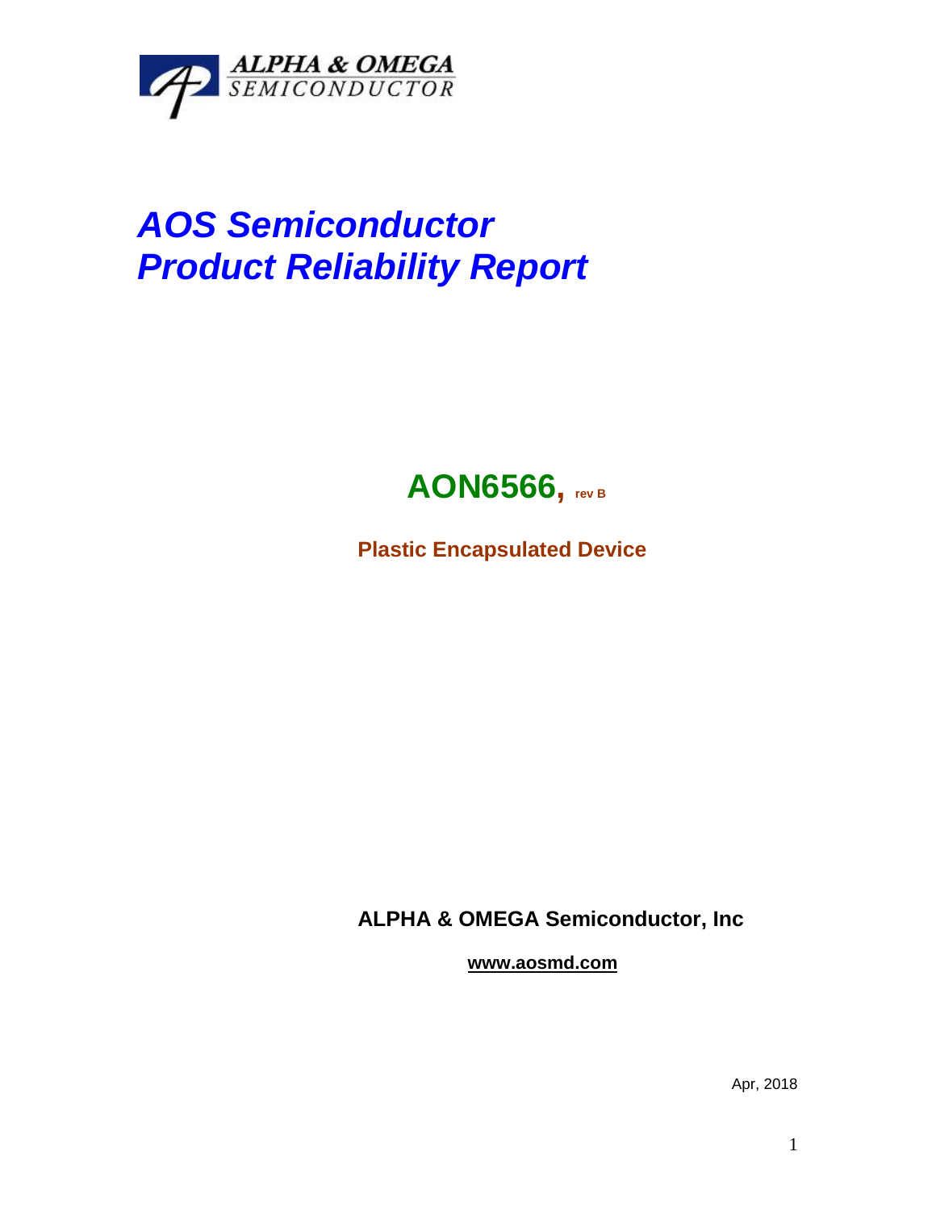ALPHA & OMEGA
SEMICONDUCTOR

# *AOS Semiconductor*
# *Product Reliability Report*

## AON6566, rev B

**Plastic Encapsulated Device**

**ALPHA & OMEGA Semiconductor, Inc**

**www.aosmd.com**

Apr, 2018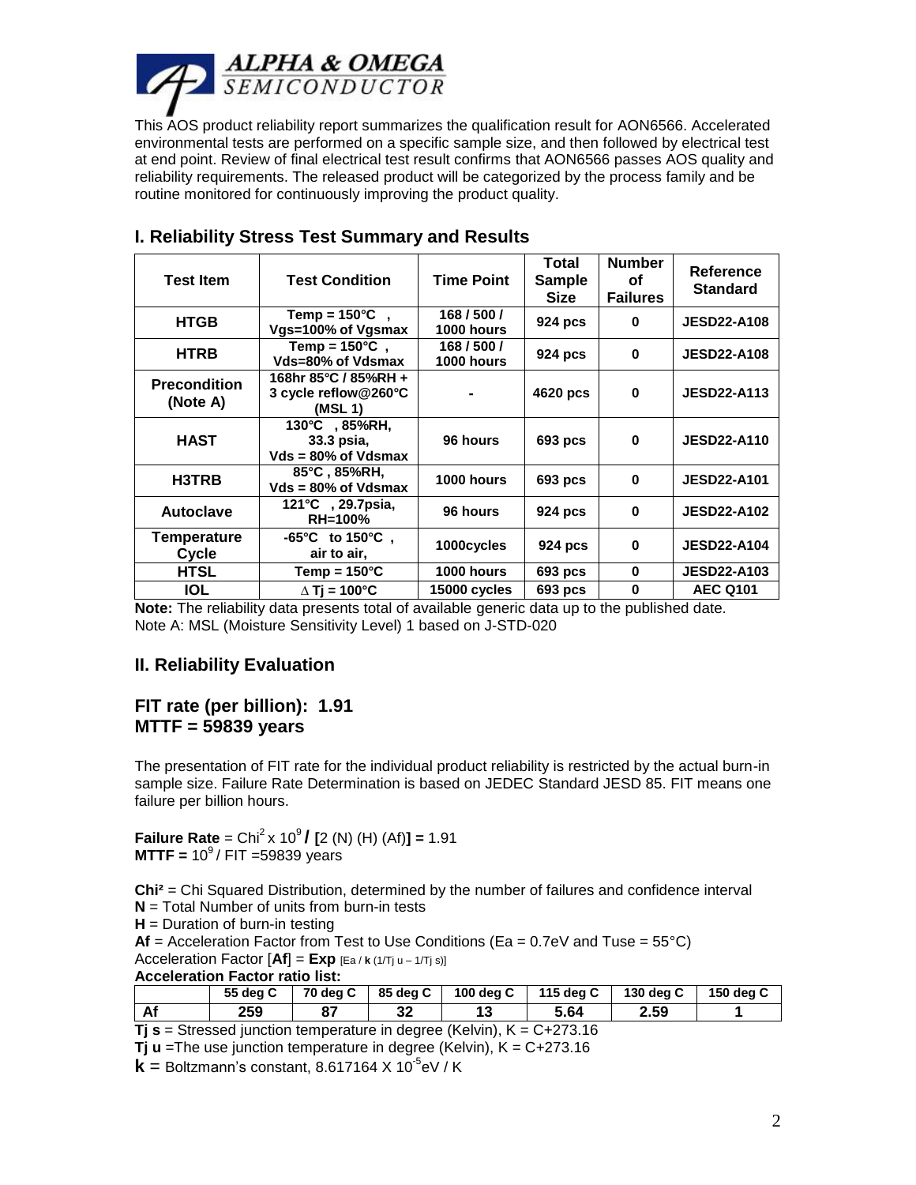This AOS product reliability report summarizes the qualification result for AON6566. Accelerated environmental tests are performed on a specific sample size, and then followed by electrical test at end point. Review of final electrical test result confirms that AON6566 passes AOS quality and reliability requirements. The released product will be categorized by the process family and be routine monitored for continuously improving the product quality.

## I. Reliability Stress Test Summary and Results

| Test Item | Test Condition | Time Point | Total Sample Size | Number of Failures | Reference Standard |
|---|---|---|---|---|---|
| HTGB | Temp = 150°C , Vgs=100% of Vgsmax | 168 / 500 / 1000 hours | 924 pcs | 0 | JESD22-A108 |
| HTRB | Temp = 150°C , Vds=80% of Vdsmax | 168 / 500 / 1000 hours | 924 pcs | 0 | JESD22-A108 |
| Precondition (Note A) | 168hr 85°C / 85%RH + 3 cycle reflow@260°C (MSL 1) | - | 4620 pcs | 0 | JESD22-A113 |
| HAST | 130°C , 85%RH, 33.3 psia, Vds = 80% of Vdsmax | 96 hours | 693 pcs | 0 | JESD22-A110 |
| H3TRB | 85°C , 85%RH, Vds = 80% of Vdsmax | 1000 hours | 693 pcs | 0 | JESD22-A101 |
| Autoclave | 121°C , 29.7psia, RH=100% | 96 hours | 924 pcs | 0 | JESD22-A102 |
| Temperature Cycle | -65°C to 150°C , air to air, | 1000cycles | 924 pcs | 0 | JESD22-A104 |
| HTSL | Temp = 150°C | 1000 hours | 693 pcs | 0 | JESD22-A103 |
| IOL | $\Delta$ Tj = 100°C | 15000 cycles | 693 pcs | 0 | AEC Q101 |

**Note:** The reliability data presents total of available generic data up to the published date.
Note A: MSL (Moisture Sensitivity Level) 1 based on J-STD-020

## II. Reliability Evaluation

### FIT rate (per billion): 1.91
### MTTF = 59839 years

The presentation of FIT rate for the individual product reliability is restricted by the actual burn-in sample size. Failure Rate Determination is based on JEDEC Standard JESD 85. FIT means one failure per billion hours.

**Failure Rate** = $\text{Chi}^2 \times 10^9$ **/ [**2 (N) (H) (Af)**] =** 1.91
**MTTF =** $10^9$ / FIT =59839 years

**Chi²** = Chi Squared Distribution, determined by the number of failures and confidence interval
**N** = Total Number of units from burn-in tests
**H** = Duration of burn-in testing
**Af** = Acceleration Factor from Test to Use Conditions (Ea = 0.7eV and Tuse = 55°C)
Acceleration Factor [**Af**] = **Exp** [Ea / **k** (1/Tj u – 1/Tj s)]
**Acceleration Factor ratio list:**

| | 55 deg C | 70 deg C | 85 deg C | 100 deg C | 115 deg C | 130 deg C | 150 deg C |
|---|---|---|---|---|---|---|---|
| Af | 259 | 87 | 32 | 13 | 5.64 | 2.59 | 1 |

**Tj s** = Stressed junction temperature in degree (Kelvin), K = C+273.16
**Tj u** =The use junction temperature in degree (Kelvin), K = C+273.16
**k** = Boltzmann's constant, $8.617164 \times 10^{-5}$eV / K